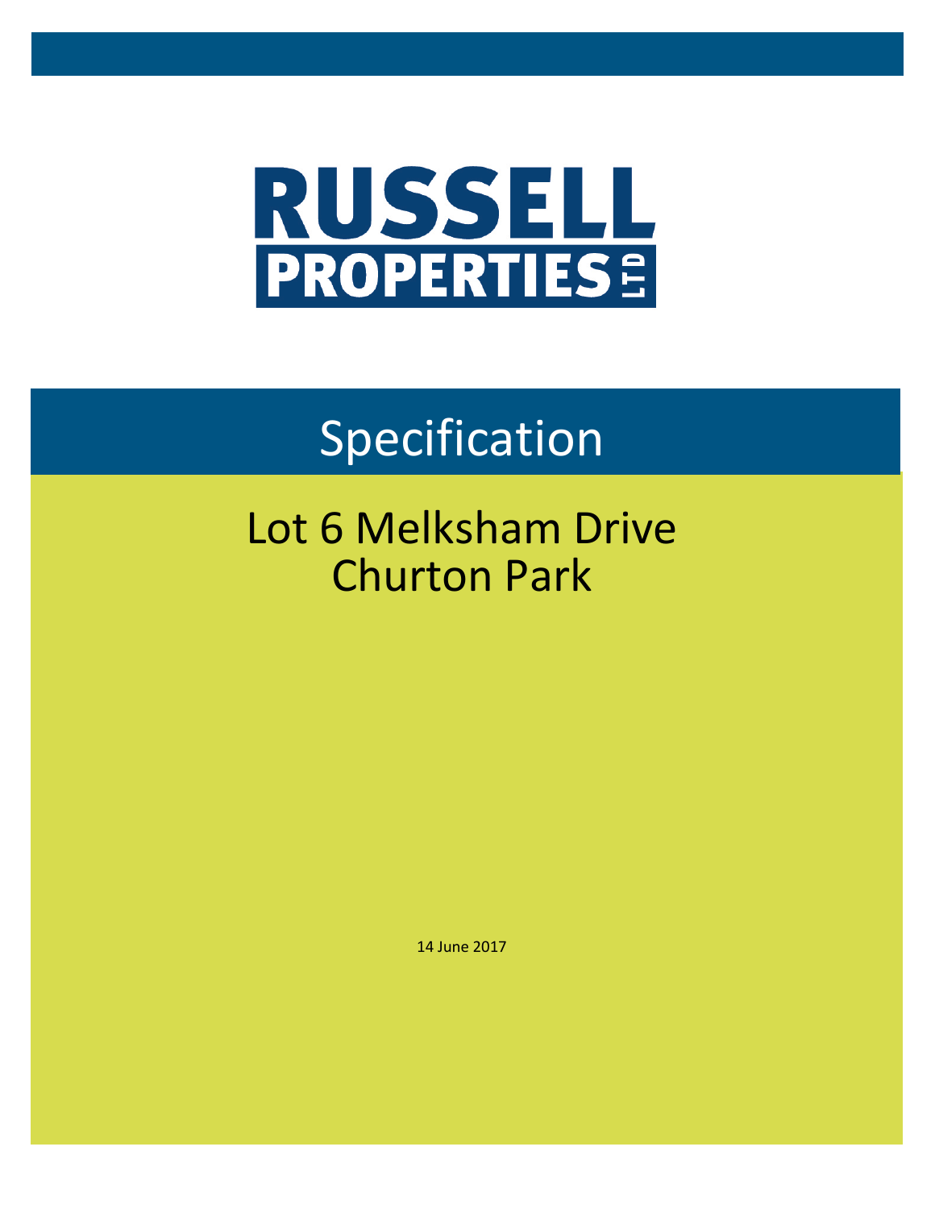# RUSSELL PROPERTIES LTD

# Specification

## Lot 6 Melksham Drive
## Churton Park

14 June 2017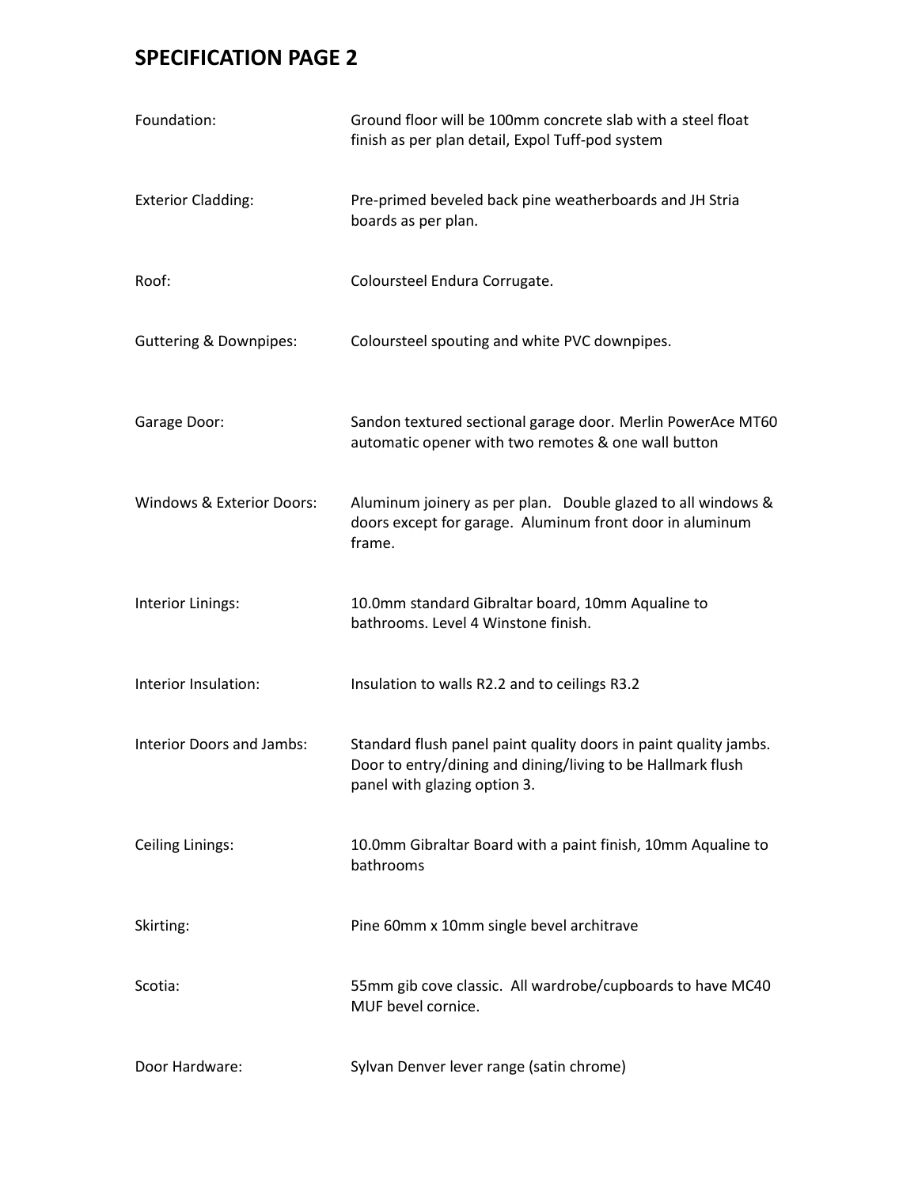# SPECIFICATION PAGE 2

| | |
|---|---|
| Foundation: | Ground floor will be 100mm concrete slab with a steel float finish as per plan detail, Expol Tuff-pod system |
| Exterior Cladding: | Pre-primed beveled back pine weatherboards and JH Stria boards as per plan. |
| Roof: | Coloursteel Endura Corrugate. |
| Guttering & Downpipes: | Coloursteel spouting and white PVC downpipes. |
| Garage Door: | Sandon textured sectional garage door. Merlin PowerAce MT60 automatic opener with two remotes & one wall button |
| Windows & Exterior Doors: | Aluminum joinery as per plan. Double glazed to all windows & doors except for garage. Aluminum front door in aluminum frame. |
| Interior Linings: | 10.0mm standard Gibraltar board, 10mm Aqualine to bathrooms. Level 4 Winstone finish. |
| Interior Insulation: | Insulation to walls R2.2 and to ceilings R3.2 |
| Interior Doors and Jambs: | Standard flush panel paint quality doors in paint quality jambs. Door to entry/dining and dining/living to be Hallmark flush panel with glazing option 3. |
| Ceiling Linings: | 10.0mm Gibraltar Board with a paint finish, 10mm Aqualine to bathrooms |
| Skirting: | Pine 60mm x 10mm single bevel architrave |
| Scotia: | 55mm gib cove classic. All wardrobe/cupboards to have MC40 MUF bevel cornice. |
| Door Hardware: | Sylvan Denver lever range (satin chrome) |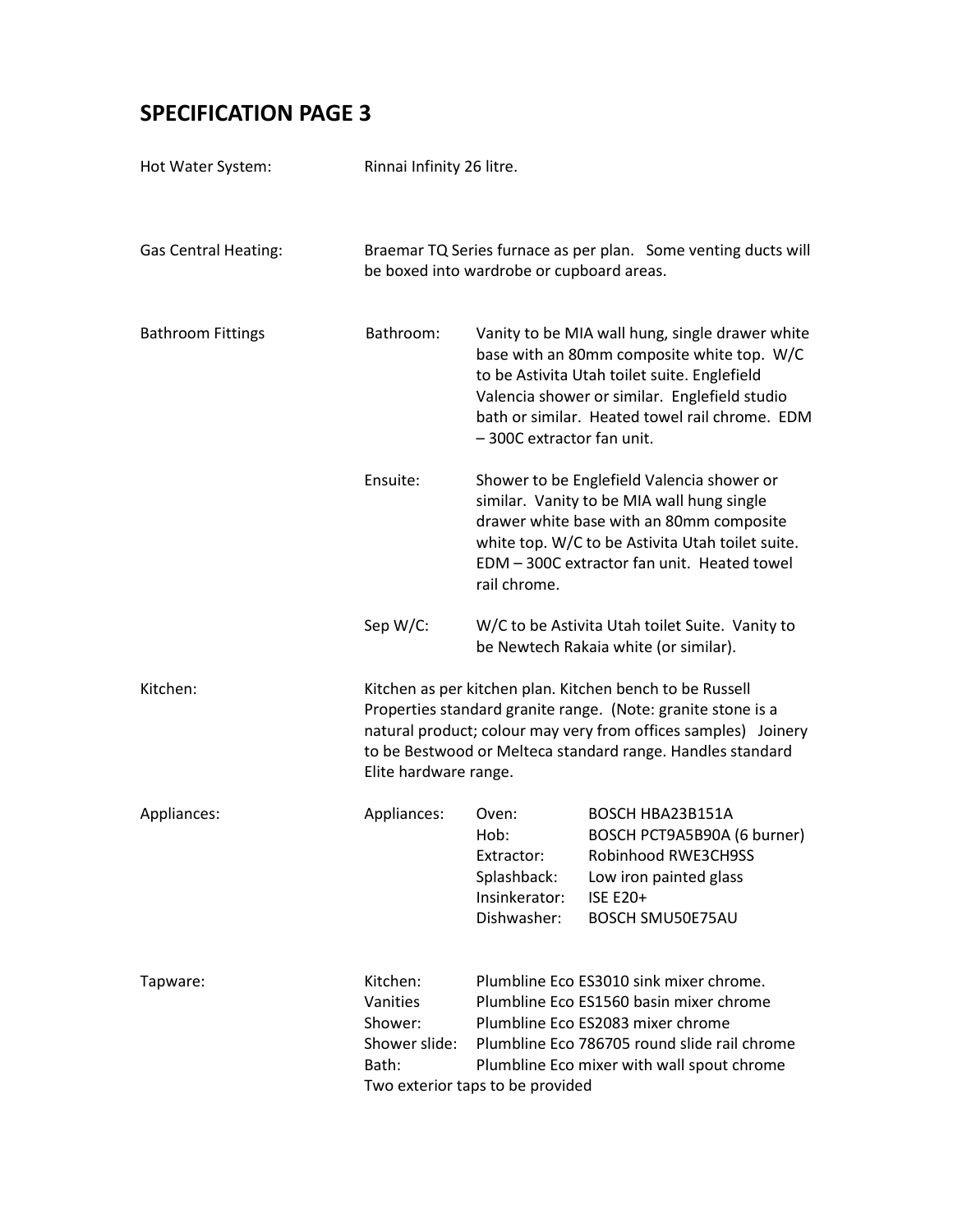# SPECIFICATION PAGE 3

| | | | |
|---|---|---|---|
| Hot Water System: | Rinnai Infinity 26 litre. | | |
| Gas Central Heating: | Braemar TQ Series furnace as per plan. Some venting ducts will be boxed into wardrobe or cupboard areas. | | |
| Bathroom Fittings | Bathroom: | Vanity to be MIA wall hung, single drawer white base with an 80mm composite white top. W/C to be Astivita Utah toilet suite. Englefield Valencia shower or similar. Englefield studio bath or similar. Heated towel rail chrome. EDM – 300C extractor fan unit. | |
| | Ensuite: | Shower to be Englefield Valencia shower or similar. Vanity to be MIA wall hung single drawer white base with an 80mm composite white top. W/C to be Astivita Utah toilet suite. EDM – 300C extractor fan unit. Heated towel rail chrome. | |
| | Sep W/C: | W/C to be Astivita Utah toilet Suite. Vanity to be Newtech Rakaia white (or similar). | |
| Kitchen: | Kitchen as per kitchen plan. Kitchen bench to be Russell Properties standard granite range. (Note: granite stone is a natural product; colour may very from offices samples) Joinery to be Bestwood or Melteca standard range. Handles standard Elite hardware range. | | |
| Appliances: | Appliances: | Oven: | BOSCH HBA23B151A |
| | | Hob: | BOSCH PCT9A5B90A (6 burner) |
| | | Extractor: | Robinhood RWE3CH9SS |
| | | Splashback: | Low iron painted glass |
| | | Insinkerator: | ISE E20+ |
| | | Dishwasher: | BOSCH SMU50E75AU |
| Tapware: | Kitchen: | Plumbline Eco ES3010 sink mixer chrome. | |
| | Vanities | Plumbline Eco ES1560 basin mixer chrome | |
| | Shower: | Plumbline Eco ES2083 mixer chrome | |
| | Shower slide: | Plumbline Eco 786705 round slide rail chrome | |
| | Bath: | Plumbline Eco mixer with wall spout chrome | |
| | Two exterior taps to be provided | | |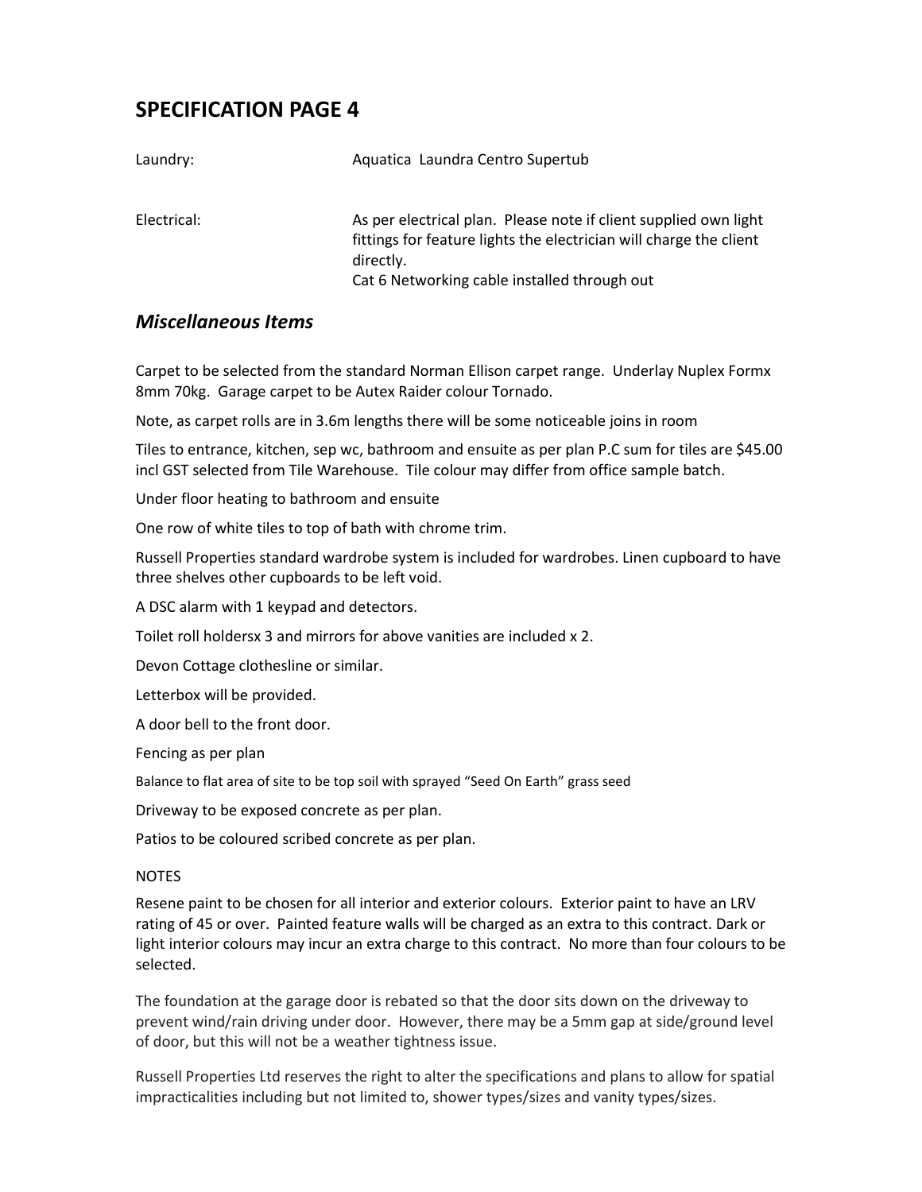## SPECIFICATION PAGE 4

| | |
|---|---|
| Laundry: | Aquatica Laundra Centro Supertub |
| Electrical: | As per electrical plan. Please note if client supplied own light fittings for feature lights the electrician will charge the client directly.<br>Cat 6 Networking cable installed through out |

### *Miscellaneous Items*

Carpet to be selected from the standard Norman Ellison carpet range. Underlay Nuplex Formx 8mm 70kg. Garage carpet to be Autex Raider colour Tornado.

Note, as carpet rolls are in 3.6m lengths there will be some noticeable joins in room

Tiles to entrance, kitchen, sep wc, bathroom and ensuite as per plan P.C sum for tiles are $45.00 incl GST selected from Tile Warehouse. Tile colour may differ from office sample batch.

Under floor heating to bathroom and ensuite

One row of white tiles to top of bath with chrome trim.

Russell Properties standard wardrobe system is included for wardrobes. Linen cupboard to have three shelves other cupboards to be left void.

A DSC alarm with 1 keypad and detectors.

Toilet roll holdersx 3 and mirrors for above vanities are included x 2.

Devon Cottage clothesline or similar.

Letterbox will be provided.

A door bell to the front door.

Fencing as per plan

Balance to flat area of site to be top soil with sprayed "Seed On Earth" grass seed

Driveway to be exposed concrete as per plan.

Patios to be coloured scribed concrete as per plan.

NOTES

Resene paint to be chosen for all interior and exterior colours. Exterior paint to have an LRV rating of 45 or over. Painted feature walls will be charged as an extra to this contract. Dark or light interior colours may incur an extra charge to this contract. No more than four colours to be selected.

The foundation at the garage door is rebated so that the door sits down on the driveway to prevent wind/rain driving under door. However, there may be a 5mm gap at side/ground level of door, but this will not be a weather tightness issue.

Russell Properties Ltd reserves the right to alter the specifications and plans to allow for spatial impracticalities including but not limited to, shower types/sizes and vanity types/sizes.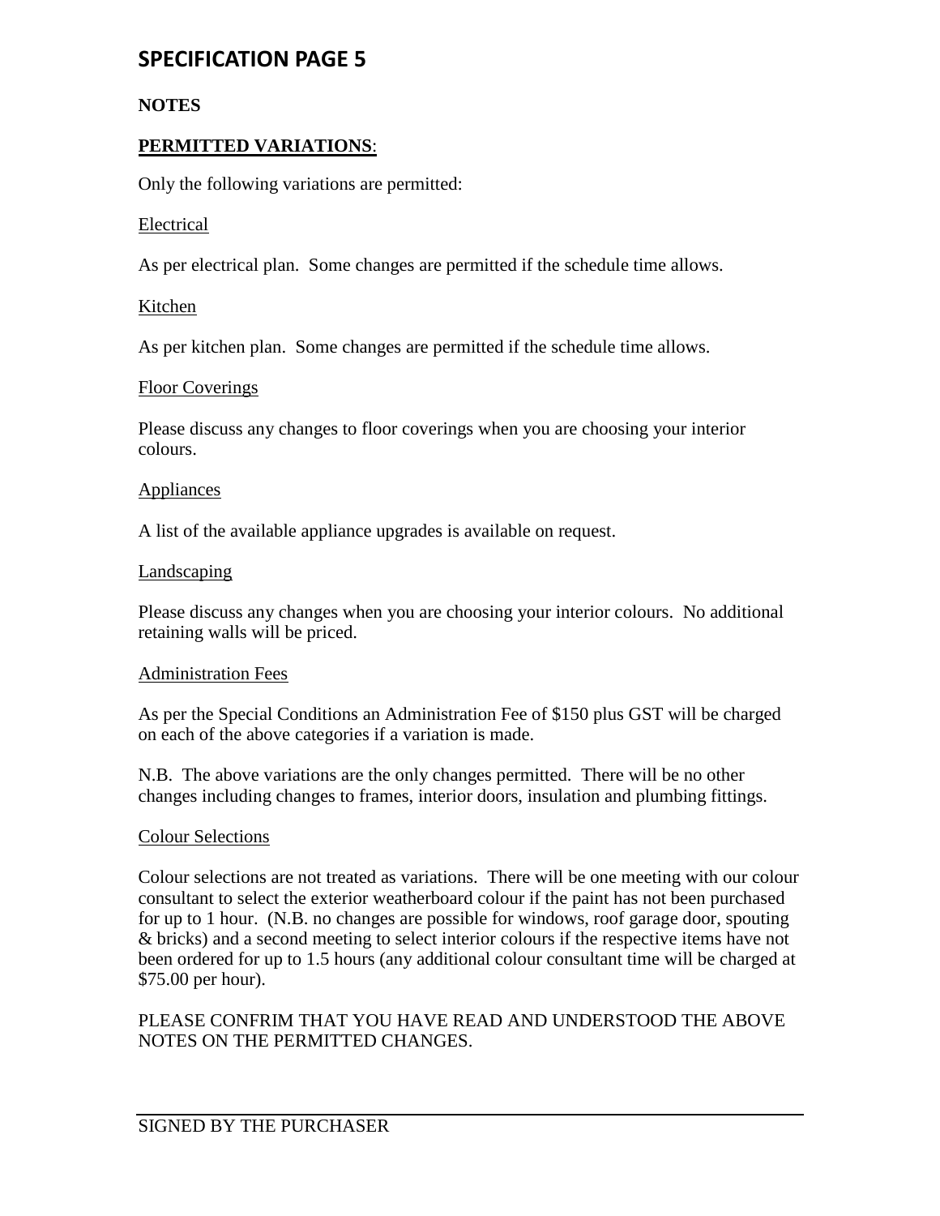# SPECIFICATION PAGE 5

**NOTES**

**PERMITTED VARIATIONS**:

Only the following variations are permitted:

Electrical

As per electrical plan. Some changes are permitted if the schedule time allows.

Kitchen

As per kitchen plan. Some changes are permitted if the schedule time allows.

Floor Coverings

Please discuss any changes to floor coverings when you are choosing your interior colours.

Appliances

A list of the available appliance upgrades is available on request.

Landscaping

Please discuss any changes when you are choosing your interior colours. No additional retaining walls will be priced.

Administration Fees

As per the Special Conditions an Administration Fee of $150 plus GST will be charged on each of the above categories if a variation is made.

N.B. The above variations are the only changes permitted. There will be no other changes including changes to frames, interior doors, insulation and plumbing fittings.

Colour Selections

Colour selections are not treated as variations. There will be one meeting with our colour consultant to select the exterior weatherboard colour if the paint has not been purchased for up to 1 hour. (N.B. no changes are possible for windows, roof garage door, spouting & bricks) and a second meeting to select interior colours if the respective items have not been ordered for up to 1.5 hours (any additional colour consultant time will be charged at $75.00 per hour).

PLEASE CONFRIM THAT YOU HAVE READ AND UNDERSTOOD THE ABOVE NOTES ON THE PERMITTED CHANGES.

SIGNED BY THE PURCHASER